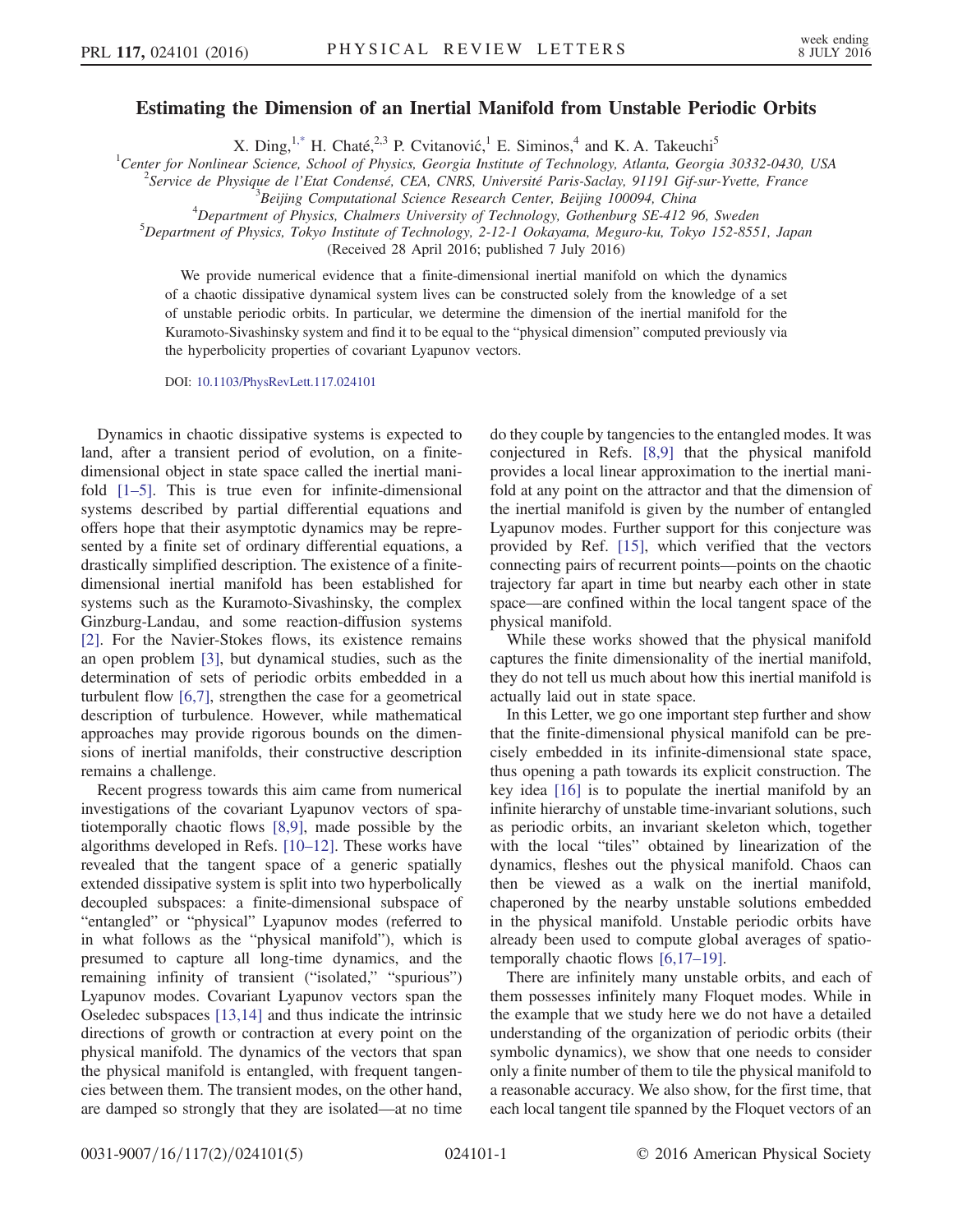# Estimating the Dimension of an Inertial Manifold from Unstable Periodic Orbits

X. Ding,[1,*] H. Chaté,[2,3] P. Cvitanović,[1] E. Siminos,[4] and K. A. Takeuchi[5]

[1]Center for Nonlinear Science, School of Physics, Georgia Institute of Technology, Atlanta, Georgia 30332-0430, USA
[2]Service de Physique de l'Etat Condensé, CEA, CNRS, Université Paris-Saclay, 91191 Gif-sur-Yvette, France
[3]Beijing Computational Science Research Center, Beijing 100094, China
[4]Department of Physics, Chalmers University of Technology, Gothenburg SE-412 96, Sweden
[5]Department of Physics, Tokyo Institute of Technology, 2-12-1 Ookayama, Meguro-ku, Tokyo 152-8551, Japan

(Received 28 April 2016; published 7 July 2016)

We provide numerical evidence that a finite-dimensional inertial manifold on which the dynamics of a chaotic dissipative dynamical system lives can be constructed solely from the knowledge of a set of unstable periodic orbits. In particular, we determine the dimension of the inertial manifold for the Kuramoto-Sivashinsky system and find it to be equal to the "physical dimension" computed previously via the hyperbolicity properties of covariant Lyapunov vectors.

DOI: 10.1103/PhysRevLett.117.024101

Dynamics in chaotic dissipative systems is expected to land, after a transient period of evolution, on a finite-dimensional object in state space called the inertial manifold [1–5]. This is true even for infinite-dimensional systems described by partial differential equations and offers hope that their asymptotic dynamics may be represented by a finite set of ordinary differential equations, a drastically simplified description. The existence of a finite-dimensional inertial manifold has been established for systems such as the Kuramoto-Sivashinsky, the complex Ginzburg-Landau, and some reaction-diffusion systems [2]. For the Navier-Stokes flows, its existence remains an open problem [3], but dynamical studies, such as the determination of sets of periodic orbits embedded in a turbulent flow [6,7], strengthen the case for a geometrical description of turbulence. However, while mathematical approaches may provide rigorous bounds on the dimensions of inertial manifolds, their constructive description remains a challenge.

Recent progress towards this aim came from numerical investigations of the covariant Lyapunov vectors of spatiotemporally chaotic flows [8,9], made possible by the algorithms developed in Refs. [10–12]. These works have revealed that the tangent space of a generic spatially extended dissipative system is split into two hyperbolically decoupled subspaces: a finite-dimensional subspace of "entangled" or "physical" Lyapunov modes (referred to in what follows as the "physical manifold"), which is presumed to capture all long-time dynamics, and the remaining infinity of transient ("isolated," "spurious") Lyapunov modes. Covariant Lyapunov vectors span the Oseledec subspaces [13,14] and thus indicate the intrinsic directions of growth or contraction at every point on the physical manifold. The dynamics of the vectors that span the physical manifold is entangled, with frequent tangencies between them. The transient modes, on the other hand, are damped so strongly that they are isolated—at no time do they couple by tangencies to the entangled modes. It was conjectured in Refs. [8,9] that the physical manifold provides a local linear approximation to the inertial manifold at any point on the attractor and that the dimension of the inertial manifold is given by the number of entangled Lyapunov modes. Further support for this conjecture was provided by Ref. [15], which verified that the vectors connecting pairs of recurrent points—points on the chaotic trajectory far apart in time but nearby each other in state space—are confined within the local tangent space of the physical manifold.

While these works showed that the physical manifold captures the finite dimensionality of the inertial manifold, they do not tell us much about how this inertial manifold is actually laid out in state space.

In this Letter, we go one important step further and show that the finite-dimensional physical manifold can be precisely embedded in its infinite-dimensional state space, thus opening a path towards its explicit construction. The key idea [16] is to populate the inertial manifold by an infinite hierarchy of unstable time-invariant solutions, such as periodic orbits, an invariant skeleton which, together with the local "tiles" obtained by linearization of the dynamics, fleshes out the physical manifold. Chaos can then be viewed as a walk on the inertial manifold, chaperoned by the nearby unstable solutions embedded in the physical manifold. Unstable periodic orbits have already been used to compute global averages of spatiotemporally chaotic flows [6,17–19].

There are infinitely many unstable orbits, and each of them possesses infinitely many Floquet modes. While in the example that we study here we do not have a detailed understanding of the organization of periodic orbits (their symbolic dynamics), we show that one needs to consider only a finite number of them to tile the physical manifold to a reasonable accuracy. We also show, for the first time, that each local tangent tile spanned by the Floquet vectors of an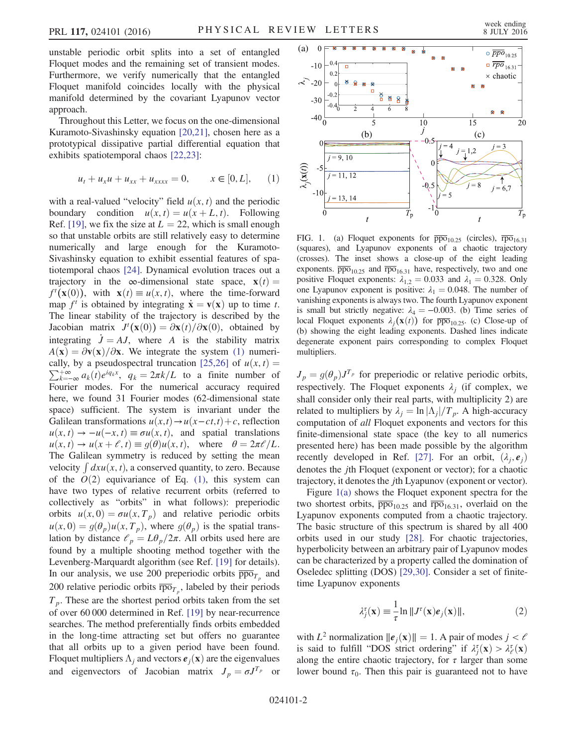unstable periodic orbit splits into a set of entangled Floquet modes and the remaining set of transient modes. Furthermore, we verify numerically that the entangled Floquet manifold coincides locally with the physical manifold determined by the covariant Lyapunov vector approach.

Throughout this Letter, we focus on the one-dimensional Kuramoto-Sivashinsky equation [20,21], chosen here as a prototypical dissipative partial differential equation that exhibits spatiotemporal chaos [22,23]:

$$u_t + u_x u + u_{xx} + u_{xxxx} = 0, \qquad x \in [0, L], \tag{1}$$

with a real-valued "velocity" field $u(x,t)$ and the periodic boundary condition $u(x,t) = u(x+L,t)$. Following Ref. [19], we fix the size at $L = 22$, which is small enough so that unstable orbits are still relatively easy to determine numerically and large enough for the Kuramoto-Sivashinsky equation to exhibit essential features of spatiotemporal chaos [24]. Dynamical evolution traces out a trajectory in the $\infty$-dimensional state space, $\mathbf{x}(t) = f^t(\mathbf{x}(0))$, with $\mathbf{x}(t) \equiv u(x,t)$, where the time-forward map $f^t$ is obtained by integrating $\dot{\mathbf{x}} = \mathbf{v}(\mathbf{x})$ up to time $t$. The linear stability of the trajectory is described by the Jacobian matrix $J^t(\mathbf{x}(0)) = \partial\mathbf{x}(t)/\partial\mathbf{x}(0)$, obtained by integrating $\dot{J} = AJ$, where $A$ is the stability matrix $A(\mathbf{x}) = \partial\mathbf{v}(\mathbf{x})/\partial\mathbf{x}$. We integrate the system (1) numerically, by a pseudospectral truncation [25,26] of $u(x,t) = \sum_{k=-\infty}^{+\infty} a_k(t) e^{iq_k x}$, $q_k = 2\pi k/L$ to a finite number of Fourier modes. For the numerical accuracy required here, we found 31 Fourier modes (62-dimensional state space) sufficient. The system is invariant under the Galilean transformations $u(x,t) \to u(x-ct,t) + c$, reflection $u(x,t) \to -u(-x,t) \equiv \sigma u(x,t)$, and spatial translations $u(x,t) \to u(x+\ell,t) \equiv g(\theta)u(x,t)$, where $\theta = 2\pi\ell/L$. The Galilean symmetry is reduced by setting the mean velocity $\int dx u(x,t)$, a conserved quantity, to zero. Because of the $O(2)$ equivariance of Eq. (1), this system can have two types of relative recurrent orbits (referred to collectively as "orbits" in what follows): preperiodic orbits $u(x,0) = \sigma u(x,T_p)$ and relative periodic orbits $u(x,0) = g(\theta_p)u(x,T_p)$, where $g(\theta_p)$ is the spatial translation by distance $\ell_p = L\theta_p/2\pi$. All orbits used here are found by a multiple shooting method together with the Levenberg-Marquardt algorithm (see Ref. [19] for details). In our analysis, we use 200 preperiodic orbits $\overline{\text{ppo}}_{T_p}$ and 200 relative periodic orbits $\overline{\text{rpo}}_{T_p}$, labeled by their periods $T_p$. These are the shortest period orbits taken from the set of over 60 000 determined in Ref. [19] by near-recurrence searches. The method preferentially finds orbits embedded in the long-time attracting set but offers no guarantee that all orbits up to a given period have been found. Floquet multipliers $\Lambda_j$ and vectors $\boldsymbol{e}_j(\mathbf{x})$ are the eigenvalues and eigenvectors of Jacobian matrix $J_p = \sigma J^{T_p}$ or $J_p = g(\theta_p)J^{T_p}$ for preperiodic or relative periodic orbits, respectively. The Floquet exponents $\lambda_j$ (if complex, we shall consider only their real parts, with multiplicity 2) are related to multipliers by $\lambda_j = \ln|\Lambda_j|/T_p$. A high-accuracy computation of *all* Floquet exponents and vectors for this finite-dimensional state space (the key to all numerics presented here) has been made possible by the algorithm recently developed in Ref. [27]. For an orbit, $(\lambda_j, \boldsymbol{e}_j)$ denotes the $j$th Floquet (exponent or vector); for a chaotic trajectory, it denotes the $j$th Lyapunov (exponent or vector).

FIG. 1. (a) Floquet exponents for $\overline{\text{ppo}}_{10.25}$ (circles), $\overline{\text{rpo}}_{16.31}$ (squares), and Lyapunov exponents of a chaotic trajectory (crosses). The inset shows a close-up of the eight leading exponents. $\overline{\text{ppo}}_{10.25}$ and $\overline{\text{rpo}}_{16.31}$ have, respectively, two and one positive Floquet exponents: $\lambda_{1,2} = 0.033$ and $\lambda_1 = 0.328$. Only one Lyapunov exponent is positive: $\lambda_1 = 0.048$. The number of vanishing exponents is always two. The fourth Lyapunov exponent is small but strictly negative: $\lambda_4 = -0.003$. (b) Time series of local Floquet exponents $\lambda_j(\mathbf{x}(t))$ for $\overline{\text{ppo}}_{10.25}$. (c) Close-up of (b) showing the eight leading exponents. Dashed lines indicate degenerate exponent pairs corresponding to complex Floquet multipliers.

Figure 1(a) shows the Floquet exponent spectra for the two shortest orbits, $\overline{\text{ppo}}_{10.25}$ and $\overline{\text{rpo}}_{16.31}$, overlaid on the Lyapunov exponents computed from a chaotic trajectory. The basic structure of this spectrum is shared by all 400 orbits used in our study [28]. For chaotic trajectories, hyperbolicity between an arbitrary pair of Lyapunov modes can be characterized by a property called the domination of Oseledec splitting (DOS) [29,30]. Consider a set of finite-time Lyapunov exponents

$$\lambda_j^\tau(\mathbf{x}) \equiv \frac{1}{\tau}\ln\|J^\tau(\mathbf{x})\boldsymbol{e}_j(\mathbf{x})\|, \tag{2}$$

with $L^2$ normalization $\|\boldsymbol{e}_j(\mathbf{x})\| = 1$. A pair of modes $j < \ell$ is said to fulfill "DOS strict ordering" if $\lambda_j^\tau(\mathbf{x}) > \lambda_\ell^\tau(\mathbf{x})$ along the entire chaotic trajectory, for $\tau$ larger than some lower bound $\tau_0$. Then this pair is guaranteed not to have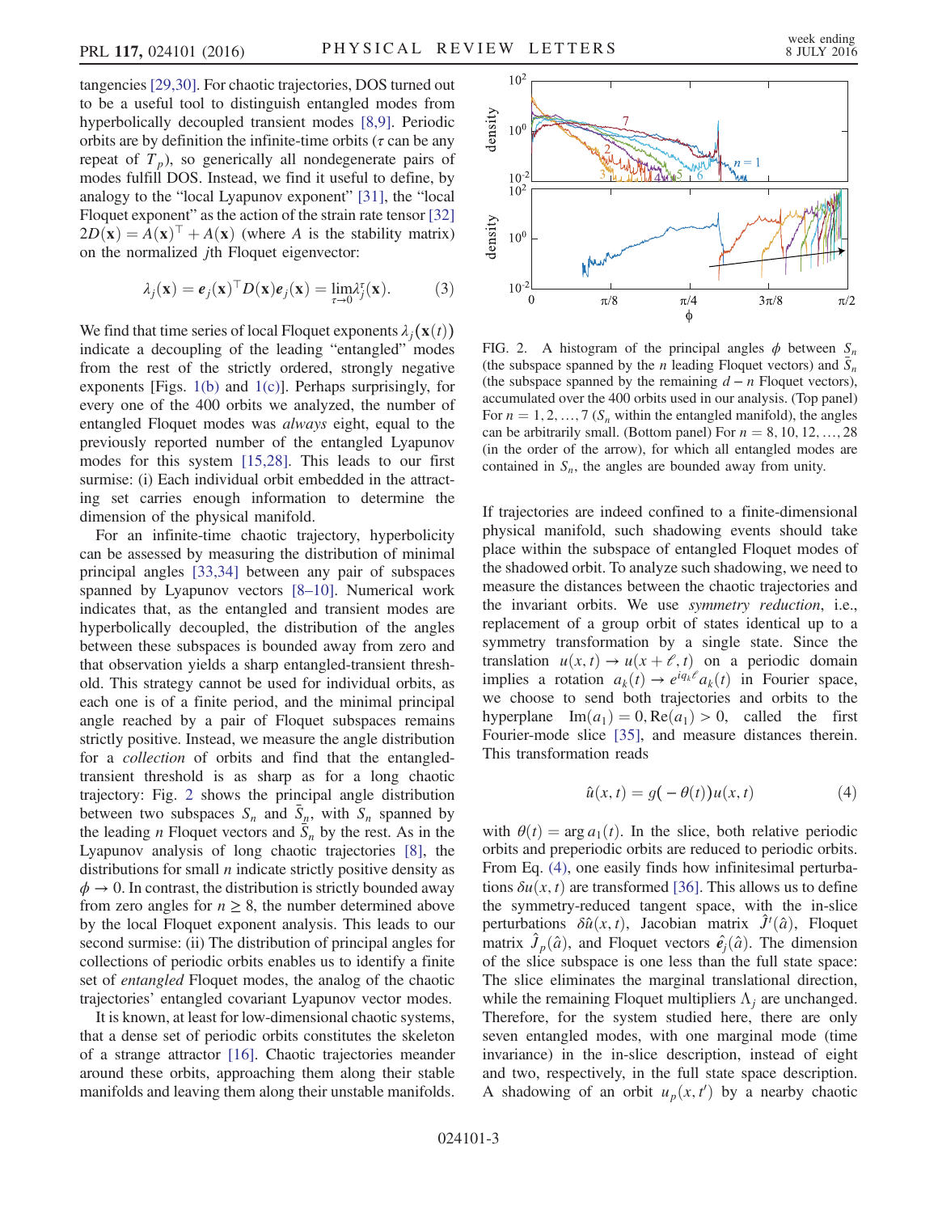tangencies [29,30]. For chaotic trajectories, DOS turned out to be a useful tool to distinguish entangled modes from hyperbolically decoupled transient modes [8,9]. Periodic orbits are by definition the infinite-time orbits ($\tau$ can be any repeat of $T_p$), so generically all nondegenerate pairs of modes fulfill DOS. Instead, we find it useful to define, by analogy to the "local Lyapunov exponent" [31], the "local Floquet exponent" as the action of the strain rate tensor [32] $2D(\mathbf{x}) = A(\mathbf{x})^\top + A(\mathbf{x})$ (where $A$ is the stability matrix) on the normalized $j$th Floquet eigenvector:

$$\lambda_j(\mathbf{x}) = \boldsymbol{e}_j(\mathbf{x})^\top D(\mathbf{x})\boldsymbol{e}_j(\mathbf{x}) = \lim_{\tau\to 0}\lambda_j^\tau(\mathbf{x}). \tag{3}$$

We find that time series of local Floquet exponents $\lambda_j(\mathbf{x}(t))$ indicate a decoupling of the leading "entangled" modes from the rest of the strictly ordered, strongly negative exponents [Figs. 1(b) and 1(c)]. Perhaps surprisingly, for every one of the 400 orbits we analyzed, the number of entangled Floquet modes was *always* eight, equal to the previously reported number of the entangled Lyapunov modes for this system [15,28]. This leads to our first surmise: (i) Each individual orbit embedded in the attracting set carries enough information to determine the dimension of the physical manifold.

For an infinite-time chaotic trajectory, hyperbolicity can be assessed by measuring the distribution of minimal principal angles [33,34] between any pair of subspaces spanned by Lyapunov vectors [8–10]. Numerical work indicates that, as the entangled and transient modes are hyperbolically decoupled, the distribution of the angles between these subspaces is bounded away from zero and that observation yields a sharp entangled-transient threshold. This strategy cannot be used for individual orbits, as each one is of a finite period, and the minimal principal angle reached by a pair of Floquet subspaces remains strictly positive. Instead, we measure the angle distribution for a *collection* of orbits and find that the entangled-transient threshold is as sharp as for a long chaotic trajectory: Fig. 2 shows the principal angle distribution between two subspaces $S_n$ and $\bar{S}_n$, with $S_n$ spanned by the leading $n$ Floquet vectors and $\bar{S}_n$ by the rest. As in the Lyapunov analysis of long chaotic trajectories [8], the distributions for small $n$ indicate strictly positive density as $\phi \to 0$. In contrast, the distribution is strictly bounded away from zero angles for $n \geq 8$, the number determined above by the local Floquet exponent analysis. This leads to our second surmise: (ii) The distribution of principal angles for collections of periodic orbits enables us to identify a finite set of *entangled* Floquet modes, the analog of the chaotic trajectories' entangled covariant Lyapunov vector modes.

It is known, at least for low-dimensional chaotic systems, that a dense set of periodic orbits constitutes the skeleton of a strange attractor [16]. Chaotic trajectories meander around these orbits, approaching them along their stable manifolds and leaving them along their unstable manifolds.

FIG. 2. A histogram of the principal angles $\phi$ between $S_n$ (the subspace spanned by the $n$ leading Floquet vectors) and $\bar{S}_n$ (the subspace spanned by the remaining $d - n$ Floquet vectors), accumulated over the 400 orbits used in our analysis. (Top panel) For $n = 1, 2, \ldots, 7$ ($S_n$ within the entangled manifold), the angles can be arbitrarily small. (Bottom panel) For $n = 8, 10, 12, \ldots, 28$ (in the order of the arrow), for which all entangled modes are contained in $S_n$, the angles are bounded away from unity.

If trajectories are indeed confined to a finite-dimensional physical manifold, such shadowing events should take place within the subspace of entangled Floquet modes of the shadowed orbit. To analyze such shadowing, we need to measure the distances between the chaotic trajectories and the invariant orbits. We use *symmetry reduction*, i.e., replacement of a group orbit of states identical up to a symmetry transformation by a single state. Since the translation $u(x,t) \to u(x+\ell, t)$ on a periodic domain implies a rotation $a_k(t) \to e^{iq_k\ell}a_k(t)$ in Fourier space, we choose to send both trajectories and orbits to the hyperplane $\mathrm{Im}(a_1) = 0, \mathrm{Re}(a_1) > 0$, called the first Fourier-mode slice [35], and measure distances therein. This transformation reads

$$\hat{u}(x,t) = g(-\theta(t))u(x,t) \tag{4}$$

with $\theta(t) = \arg a_1(t)$. In the slice, both relative periodic orbits and preperiodic orbits are reduced to periodic orbits. From Eq. (4), one easily finds how infinitesimal perturbations $\delta u(x,t)$ are transformed [36]. This allows us to define the symmetry-reduced tangent space, with the in-slice perturbations $\delta\hat{u}(x,t)$, Jacobian matrix $\hat{J}^t(\hat{a})$, Floquet matrix $\hat{J}_p(\hat{a})$, and Floquet vectors $\hat{\boldsymbol{e}}_j(\hat{a})$. The dimension of the slice subspace is one less than the full state space: The slice eliminates the marginal translational direction, while the remaining Floquet multipliers $\Lambda_j$ are unchanged. Therefore, for the system studied here, there are only seven entangled modes, with one marginal mode (time invariance) in the in-slice description, instead of eight and two, respectively, in the full state space description. A shadowing of an orbit $u_p(x,t')$ by a nearby chaotic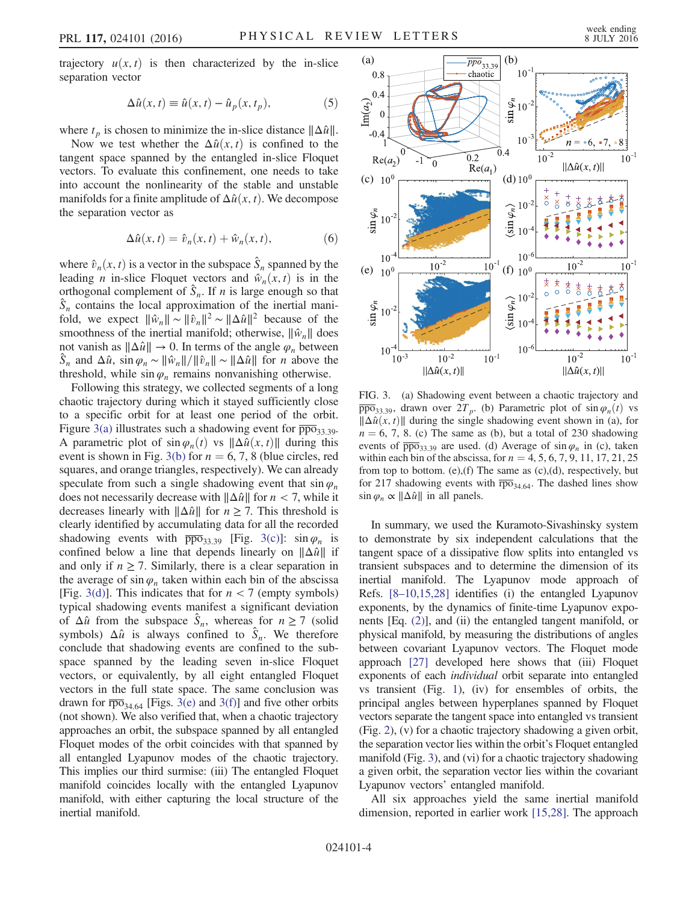trajectory $u(x,t)$ is then characterized by the in-slice separation vector

$$\Delta\hat{u}(x,t) \equiv \hat{u}(x,t) - \hat{u}_p(x,t_p), \tag{5}$$

where $t_p$ is chosen to minimize the in-slice distance $\|\Delta\hat{u}\|$.

Now we test whether the $\Delta\hat{u}(x,t)$ is confined to the tangent space spanned by the entangled in-slice Floquet vectors. To evaluate this confinement, one needs to take into account the nonlinearity of the stable and unstable manifolds for a finite amplitude of $\Delta\hat{u}(x,t)$. We decompose the separation vector as

$$\Delta\hat{u}(x,t) = \hat{v}_n(x,t) + \hat{w}_n(x,t), \tag{6}$$

where $\hat{v}_n(x,t)$ is a vector in the subspace $\hat{S}_n$ spanned by the leading $n$ in-slice Floquet vectors and $\hat{w}_n(x,t)$ is in the orthogonal complement of $\hat{S}_n$. If $n$ is large enough so that $\hat{S}_n$ contains the local approximation of the inertial manifold, we expect $\|\hat{w}_n\| \sim \|\hat{v}_n\|^2 \sim \|\Delta\hat{u}\|^2$ because of the smoothness of the inertial manifold; otherwise, $\|\hat{w}_n\|$ does not vanish as $\|\Delta\hat{u}\| \to 0$. In terms of the angle $\varphi_n$ between $\hat{S}_n$ and $\Delta\hat{u}$, $\sin\varphi_n \sim \|\hat{w}_n\|/\|\hat{v}_n\| \sim \|\Delta\hat{u}\|$ for $n$ above the threshold, while $\sin\varphi_n$ remains nonvanishing otherwise.

Following this strategy, we collected segments of a long chaotic trajectory during which it stayed sufficiently close to a specific orbit for at least one period of the orbit. Figure 3(a) illustrates such a shadowing event for $\overline{\text{ppo}}_{33.39}$. A parametric plot of $\sin\varphi_n(t)$ vs $\|\Delta\hat{u}(x,t)\|$ during this event is shown in Fig. 3(b) for $n = 6, 7, 8$ (blue circles, red squares, and orange triangles, respectively). We can already speculate from such a single shadowing event that $\sin\varphi_n$ does not necessarily decrease with $\|\Delta\hat{u}\|$ for $n < 7$, while it decreases linearly with $\|\Delta\hat{u}\|$ for $n \geq 7$. This threshold is clearly identified by accumulating data for all the recorded shadowing events with $\overline{\text{ppo}}_{33.39}$ [Fig. 3(c)]: $\sin\varphi_n$ is confined below a line that depends linearly on $\|\Delta\hat{u}\|$ if and only if $n \geq 7$. Similarly, there is a clear separation in the average of $\sin\varphi_n$ taken within each bin of the abscissa [Fig. 3(d)]. This indicates that for $n < 7$ (empty symbols) typical shadowing events manifest a significant deviation of $\Delta\hat{u}$ from the subspace $\hat{S}_n$, whereas for $n \geq 7$ (solid symbols) $\Delta\hat{u}$ is always confined to $\hat{S}_n$. We therefore conclude that shadowing events are confined to the subspace spanned by the leading seven in-slice Floquet vectors, or equivalently, by all eight entangled Floquet vectors in the full state space. The same conclusion was drawn for $\overline{\text{rpo}}_{34.64}$ [Figs. 3(e) and 3(f)] and five other orbits (not shown). We also verified that, when a chaotic trajectory approaches an orbit, the subspace spanned by all entangled Floquet modes of the orbit coincides with that spanned by all entangled Lyapunov modes of the chaotic trajectory. This implies our third surmise: (iii) The entangled Floquet manifold coincides locally with the entangled Lyapunov manifold, with either capturing the local structure of the inertial manifold.

FIG. 3. (a) Shadowing event between a chaotic trajectory and $\overline{\text{ppo}}_{33.39}$, drawn over $2T_p$. (b) Parametric plot of $\sin\varphi_n(t)$ vs $\|\Delta\hat{u}(x,t)\|$ during the single shadowing event shown in (a), for $n = 6, 7, 8$. (c) The same as (b), but a total of 230 shadowing events of $\overline{\text{ppo}}_{33.39}$ are used. (d) Average of $\sin\varphi_n$ in (c), taken within each bin of the abscissa, for $n = 4, 5, 6, 7, 9, 11, 17, 21, 25$ from top to bottom. (e),(f) The same as (c),(d), respectively, but for 217 shadowing events with $\overline{\text{rpo}}_{34.64}$. The dashed lines show $\sin\varphi_n \propto \|\Delta\hat{u}\|$ in all panels.

In summary, we used the Kuramoto-Sivashinsky system to demonstrate by six independent calculations that the tangent space of a dissipative flow splits into entangled vs transient subspaces and to determine the dimension of its inertial manifold. The Lyapunov mode approach of Refs. [8–10,15,28] identifies (i) the entangled Lyapunov exponents, by the dynamics of finite-time Lyapunov exponents [Eq. (2)], and (ii) the entangled tangent manifold, or physical manifold, by measuring the distributions of angles between covariant Lyapunov vectors. The Floquet mode approach [27] developed here shows that (iii) Floquet exponents of each *individual* orbit separate into entangled vs transient (Fig. 1), (iv) for ensembles of orbits, the principal angles between hyperplanes spanned by Floquet vectors separate the tangent space into entangled vs transient (Fig. 2), (v) for a chaotic trajectory shadowing a given orbit, the separation vector lies within the orbit's Floquet entangled manifold (Fig. 3), and (vi) for a chaotic trajectory shadowing a given orbit, the separation vector lies within the covariant Lyapunov vectors' entangled manifold.

All six approaches yield the same inertial manifold dimension, reported in earlier work [15,28]. The approach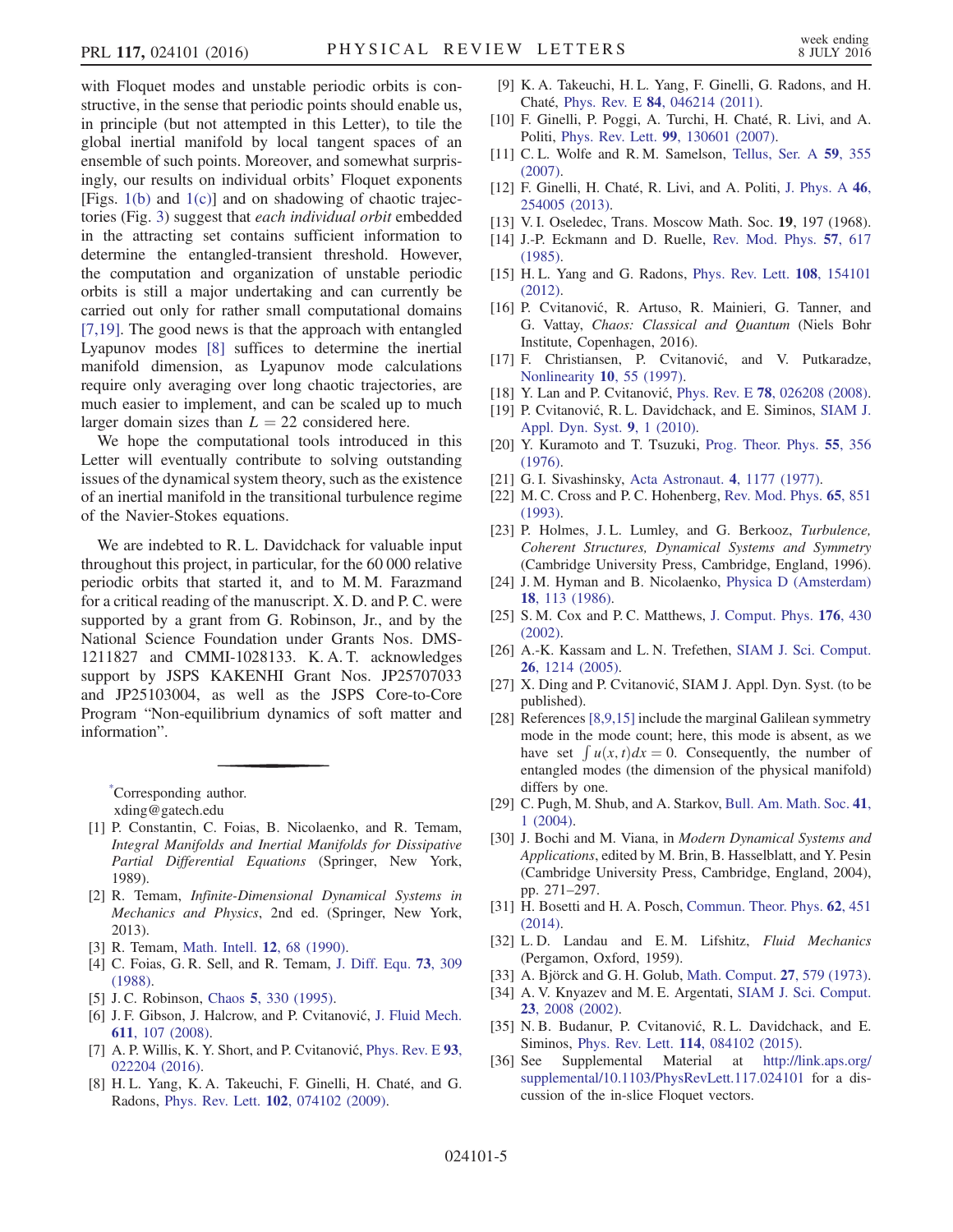with Floquet modes and unstable periodic orbits is constructive, in the sense that periodic points should enable us, in principle (but not attempted in this Letter), to tile the global inertial manifold by local tangent spaces of an ensemble of such points. Moreover, and somewhat surprisingly, our results on individual orbits' Floquet exponents [Figs. 1(b) and 1(c)] and on shadowing of chaotic trajectories (Fig. 3) suggest that *each individual orbit* embedded in the attracting set contains sufficient information to determine the entangled-transient threshold. However, the computation and organization of unstable periodic orbits is still a major undertaking and can currently be carried out only for rather small computational domains [7,19]. The good news is that the approach with entangled Lyapunov modes [8] suffices to determine the inertial manifold dimension, as Lyapunov mode calculations require only averaging over long chaotic trajectories, are much easier to implement, and can be scaled up to much larger domain sizes than $L = 22$ considered here.

We hope the computational tools introduced in this Letter will eventually contribute to solving outstanding issues of the dynamical system theory, such as the existence of an inertial manifold in the transitional turbulence regime of the Navier-Stokes equations.

We are indebted to R. L. Davidchack for valuable input throughout this project, in particular, for the 60 000 relative periodic orbits that started it, and to M. M. Farazmand for a critical reading of the manuscript. X. D. and P. C. were supported by a grant from G. Robinson, Jr., and by the National Science Foundation under Grants Nos. DMS-1211827 and CMMI-1028133. K. A. T. acknowledges support by JSPS KAKENHI Grant Nos. JP25707033 and JP25103004, as well as the JSPS Core-to-Core Program "Non-equilibrium dynamics of soft matter and information".

---

*Corresponding author.
xding@gatech.edu

[1] P. Constantin, C. Foias, B. Nicolaenko, and R. Temam, *Integral Manifolds and Inertial Manifolds for Dissipative Partial Differential Equations* (Springer, New York, 1989).

[2] R. Temam, *Infinite-Dimensional Dynamical Systems in Mechanics and Physics*, 2nd ed. (Springer, New York, 2013).

[3] R. Temam, Math. Intell. **12**, 68 (1990).

[4] C. Foias, G. R. Sell, and R. Temam, J. Diff. Equ. **73**, 309 (1988).

[5] J. C. Robinson, Chaos **5**, 330 (1995).

[6] J. F. Gibson, J. Halcrow, and P. Cvitanović, J. Fluid Mech. **611**, 107 (2008).

[7] A. P. Willis, K. Y. Short, and P. Cvitanović, Phys. Rev. E **93**, 022204 (2016).

[8] H. L. Yang, K. A. Takeuchi, F. Ginelli, H. Chaté, and G. Radons, Phys. Rev. Lett. **102**, 074102 (2009).

[9] K. A. Takeuchi, H. L. Yang, F. Ginelli, G. Radons, and H. Chaté, Phys. Rev. E **84**, 046214 (2011).

[10] F. Ginelli, P. Poggi, A. Turchi, H. Chaté, R. Livi, and A. Politi, Phys. Rev. Lett. **99**, 130601 (2007).

[11] C. L. Wolfe and R. M. Samelson, Tellus, Ser. A **59**, 355 (2007).

[12] F. Ginelli, H. Chaté, R. Livi, and A. Politi, J. Phys. A **46**, 254005 (2013).

[13] V. I. Oseledec, Trans. Moscow Math. Soc. **19**, 197 (1968).

[14] J.-P. Eckmann and D. Ruelle, Rev. Mod. Phys. **57**, 617 (1985).

[15] H. L. Yang and G. Radons, Phys. Rev. Lett. **108**, 154101 (2012).

[16] P. Cvitanović, R. Artuso, R. Mainieri, G. Tanner, and G. Vattay, *Chaos: Classical and Quantum* (Niels Bohr Institute, Copenhagen, 2016).

[17] F. Christiansen, P. Cvitanović, and V. Putkaradze, Nonlinearity **10**, 55 (1997).

[18] Y. Lan and P. Cvitanović, Phys. Rev. E **78**, 026208 (2008).

[19] P. Cvitanović, R. L. Davidchack, and E. Siminos, SIAM J. Appl. Dyn. Syst. **9**, 1 (2010).

[20] Y. Kuramoto and T. Tsuzuki, Prog. Theor. Phys. **55**, 356 (1976).

[21] G. I. Sivashinsky, Acta Astronaut. **4**, 1177 (1977).

[22] M. C. Cross and P. C. Hohenberg, Rev. Mod. Phys. **65**, 851 (1993).

[23] P. Holmes, J. L. Lumley, and G. Berkooz, *Turbulence, Coherent Structures, Dynamical Systems and Symmetry* (Cambridge University Press, Cambridge, England, 1996).

[24] J. M. Hyman and B. Nicolaenko, Physica D (Amsterdam) **18**, 113 (1986).

[25] S. M. Cox and P. C. Matthews, J. Comput. Phys. **176**, 430 (2002).

[26] A.-K. Kassam and L. N. Trefethen, SIAM J. Sci. Comput. **26**, 1214 (2005).

[27] X. Ding and P. Cvitanović, SIAM J. Appl. Dyn. Syst. (to be published).

[28] References [8,9,15] include the marginal Galilean symmetry mode in the mode count; here, this mode is absent, as we have set $\int u(x,t)dx = 0$. Consequently, the number of entangled modes (the dimension of the physical manifold) differs by one.

[29] C. Pugh, M. Shub, and A. Starkov, Bull. Am. Math. Soc. **41**, 1 (2004).

[30] J. Bochi and M. Viana, in *Modern Dynamical Systems and Applications*, edited by M. Brin, B. Hasselblatt, and Y. Pesin (Cambridge University Press, Cambridge, England, 2004), pp. 271–297.

[31] H. Bosetti and H. A. Posch, Commun. Theor. Phys. **62**, 451 (2014).

[32] L. D. Landau and E. M. Lifshitz, *Fluid Mechanics* (Pergamon, Oxford, 1959).

[33] A. Björck and G. H. Golub, Math. Comput. **27**, 579 (1973).

[34] A. V. Knyazev and M. E. Argentati, SIAM J. Sci. Comput. **23**, 2008 (2002).

[35] N. B. Budanur, P. Cvitanović, R. L. Davidchack, and E. Siminos, Phys. Rev. Lett. **114**, 084102 (2015).

[36] See Supplemental Material at http://link.aps.org/supplemental/10.1103/PhysRevLett.117.024101 for a discussion of the in-slice Floquet vectors.